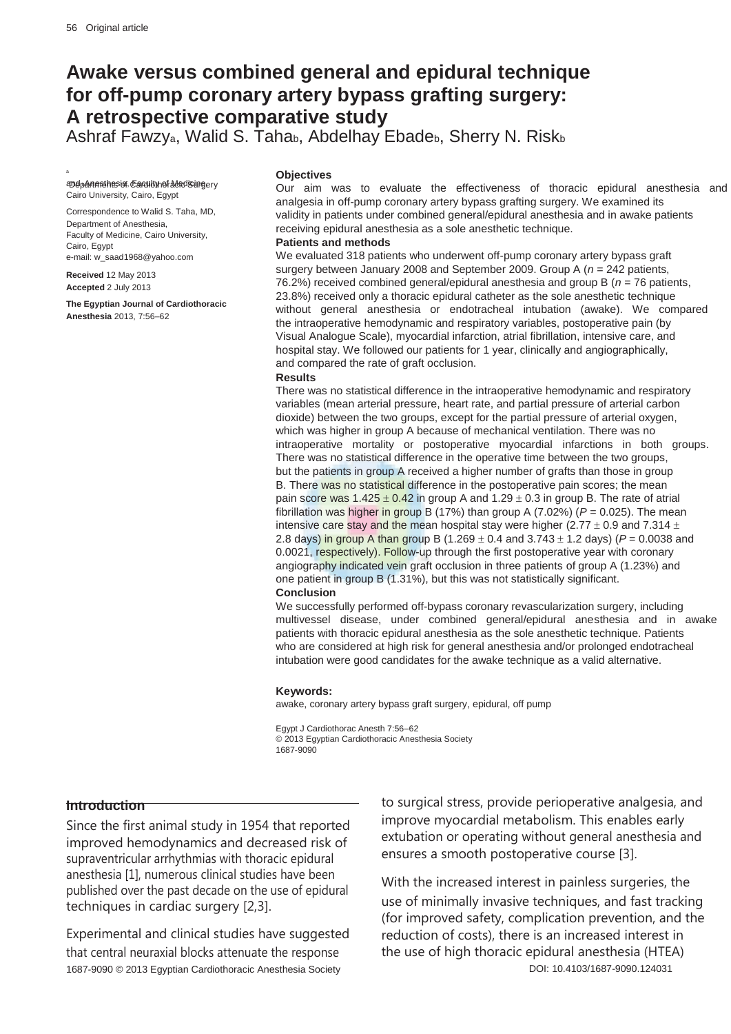# Awake versus combined general and epidural technique for off-pump coronary artery bypass grafting surgery: A retrospective comparative study

Ashraf Fawzy[a], Walid S. Taha[b], Abdelhay Ebade[b], Sherry N. Risk[b]

[a]Departments of Cardiothoracic Surgery and [b]Anesthesia, Faculty of Medicine, Cairo University, Cairo, Egypt

Correspondence to Walid S. Taha, MD, Department of Anesthesia, Faculty of Medicine, Cairo University, Cairo, Egypt
e-mail: w_saad1968@yahoo.com

**Received** 12 May 2013
**Accepted** 2 July 2013

**The Egyptian Journal of Cardiothoracic Anesthesia** 2013, 7:56–62

### Objectives

Our aim was to evaluate the effectiveness of thoracic epidural anesthesia and analgesia in off-pump coronary artery bypass grafting surgery. We examined its validity in patients under combined general/epidural anesthesia and in awake patients receiving epidural anesthesia as a sole anesthetic technique.

### Patients and methods

We evaluated 318 patients who underwent off-pump coronary artery bypass graft surgery between January 2008 and September 2009. Group A ($n$ = 242 patients, 76.2%) received combined general/epidural anesthesia and group B ($n$ = 76 patients, 23.8%) received only a thoracic epidural catheter as the sole anesthetic technique without general anesthesia or endotracheal intubation (awake). We compared the intraoperative hemodynamic and respiratory variables, postoperative pain (by Visual Analogue Scale), myocardial infarction, atrial fibrillation, intensive care, and hospital stay. We followed our patients for 1 year, clinically and angiographically, and compared the rate of graft occlusion.

### Results

There was no statistical difference in the intraoperative hemodynamic and respiratory variables (mean arterial pressure, heart rate, and partial pressure of arterial carbon dioxide) between the two groups, except for the partial pressure of arterial oxygen, which was higher in group A because of mechanical ventilation. There was no intraoperative mortality or postoperative myocardial infarctions in both groups. There was no statistical difference in the operative time between the two groups, but the patients in group A received a higher number of grafts than those in group B. There was no statistical difference in the postoperative pain scores; the mean pain score was $1.425 \pm 0.42$ in group A and $1.29 \pm 0.3$ in group B. The rate of atrial fibrillation was higher in group B (17%) than group A (7.02%) ($P$ = 0.025). The mean intensive care stay and the mean hospital stay were higher ($2.77 \pm 0.9$ and $7.314 \pm 2.8$ days) in group A than group B ($1.269 \pm 0.4$ and $3.743 \pm 1.2$ days) ($P$ = 0.0038 and 0.0021, respectively). Follow-up through the first postoperative year with coronary angiography indicated vein graft occlusion in three patients of group A (1.23%) and one patient in group B (1.31%), but this was not statistically significant.

### Conclusion

We successfully performed off-bypass coronary revascularization surgery, including multivessel disease, under combined general/epidural anesthesia and in awake patients with thoracic epidural anesthesia as the sole anesthetic technique. Patients who are considered at high risk for general anesthesia and/or prolonged endotracheal intubation were good candidates for the awake technique as a valid alternative.

**Keywords:**
awake, coronary artery bypass graft surgery, epidural, off pump

Egypt J Cardiothorac Anesth 7:56–62
© 2013 Egyptian Cardiothoracic Anesthesia Society
1687-9090

## Introduction

Since the first animal study in 1954 that reported improved hemodynamics and decreased risk of supraventricular arrhythmias with thoracic epidural anesthesia [1], numerous clinical studies have been published over the past decade on the use of epidural techniques in cardiac surgery [2,3].

Experimental and clinical studies have suggested that central neuraxial blocks attenuate the response to surgical stress, provide perioperative analgesia, and improve myocardial metabolism. This enables early extubation or operating without general anesthesia and ensures a smooth postoperative course [3].

With the increased interest in painless surgeries, the use of minimally invasive techniques, and fast tracking (for improved safety, complication prevention, and the reduction of costs), there is an increased interest in the use of high thoracic epidural anesthesia (HTEA)

1687-9090 © 2013 Egyptian Cardiothoracic Anesthesia Society DOI: 10.4103/1687-9090.124031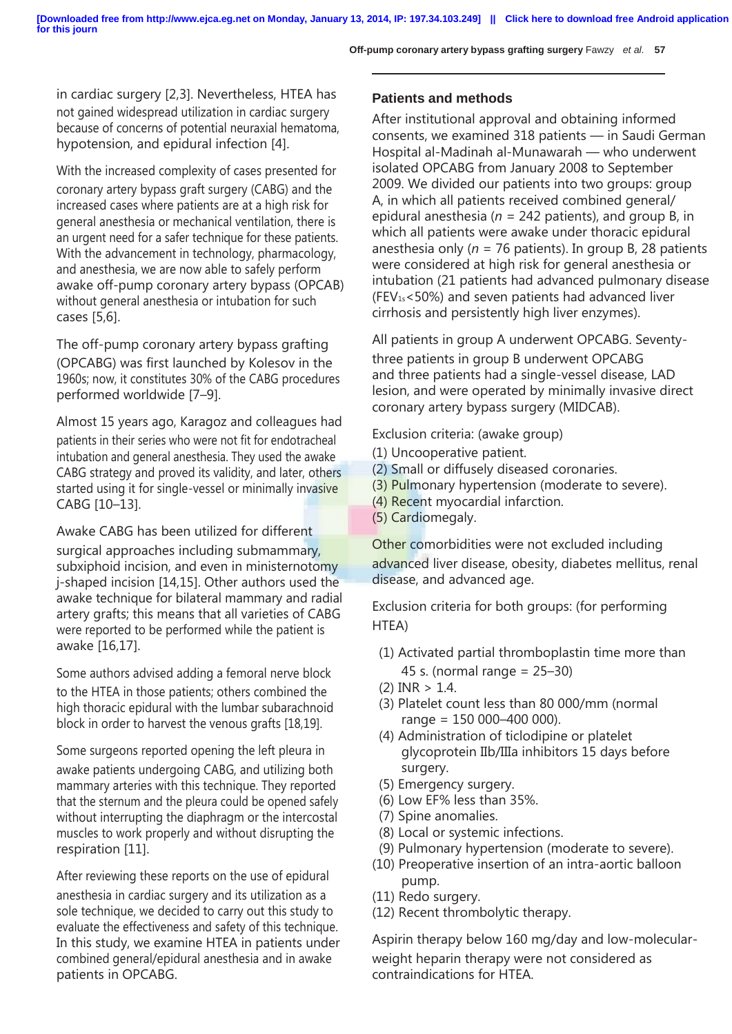in cardiac surgery [2,3]. Nevertheless, HTEA has not gained widespread utilization in cardiac surgery because of concerns of potential neuraxial hematoma, hypotension, and epidural infection [4].

With the increased complexity of cases presented for coronary artery bypass graft surgery (CABG) and the increased cases where patients are at a high risk for general anesthesia or mechanical ventilation, there is an urgent need for a safer technique for these patients. With the advancement in technology, pharmacology, and anesthesia, we are now able to safely perform awake off-pump coronary artery bypass (OPCAB) without general anesthesia or intubation for such cases [5,6].

The off-pump coronary artery bypass grafting (OPCABG) was first launched by Kolesov in the 1960s; now, it constitutes 30% of the CABG procedures performed worldwide [7–9].

Almost 15 years ago, Karagoz and colleagues had patients in their series who were not fit for endotracheal intubation and general anesthesia. They used the awake CABG strategy and proved its validity, and later, others started using it for single-vessel or minimally invasive CABG [10–13].

Awake CABG has been utilized for different surgical approaches including submammary, subxiphoid incision, and even in ministernotomy j-shaped incision [14,15]. Other authors used the awake technique for bilateral mammary and radial artery grafts; this means that all varieties of CABG were reported to be performed while the patient is awake [16,17].

Some authors advised adding a femoral nerve block to the HTEA in those patients; others combined the high thoracic epidural with the lumbar subarachnoid block in order to harvest the venous grafts [18,19].

Some surgeons reported opening the left pleura in awake patients undergoing CABG, and utilizing both mammary arteries with this technique. They reported that the sternum and the pleura could be opened safely without interrupting the diaphragm or the intercostal muscles to work properly and without disrupting the respiration [11].

After reviewing these reports on the use of epidural anesthesia in cardiac surgery and its utilization as a sole technique, we decided to carry out this study to evaluate the effectiveness and safety of this technique. In this study, we examine HTEA in patients under combined general/epidural anesthesia and in awake patients in OPCABG.

## Patients and methods

After institutional approval and obtaining informed consents, we examined 318 patients — in Saudi German Hospital al-Madinah al-Munawarah — who underwent isolated OPCABG from January 2008 to September 2009. We divided our patients into two groups: group A, in which all patients received combined general/epidural anesthesia ($n$ = 242 patients), and group B, in which all patients were awake under thoracic epidural anesthesia only ($n$ = 76 patients). In group B, 28 patients were considered at high risk for general anesthesia or intubation (21 patients had advanced pulmonary disease ($FEV_{1s}$<50%) and seven patients had advanced liver cirrhosis and persistently high liver enzymes).

All patients in group A underwent OPCABG. Seventy-three patients in group B underwent OPCABG and three patients had a single-vessel disease, LAD lesion, and were operated by minimally invasive direct coronary artery bypass surgery (MIDCAB).

Exclusion criteria: (awake group)

(1) Uncooperative patient.
(2) Small or diffusely diseased coronaries.
(3) Pulmonary hypertension (moderate to severe).
(4) Recent myocardial infarction.
(5) Cardiomegaly.

Other comorbidities were not excluded including advanced liver disease, obesity, diabetes mellitus, renal disease, and advanced age.

Exclusion criteria for both groups: (for performing HTEA)

(1) Activated partial thromboplastin time more than 45 s. (normal range = 25–30)
(2) INR > 1.4.
(3) Platelet count less than 80 000/mm (normal range = 150 000–400 000).
(4) Administration of ticlodipine or platelet glycoprotein IIb/IIIa inhibitors 15 days before surgery.
(5) Emergency surgery.
(6) Low EF% less than 35%.
(7) Spine anomalies.
(8) Local or systemic infections.
(9) Pulmonary hypertension (moderate to severe).
(10) Preoperative insertion of an intra-aortic balloon pump.
(11) Redo surgery.
(12) Recent thrombolytic therapy.

Aspirin therapy below 160 mg/day and low-molecular-weight heparin therapy were not considered as contraindications for HTEA.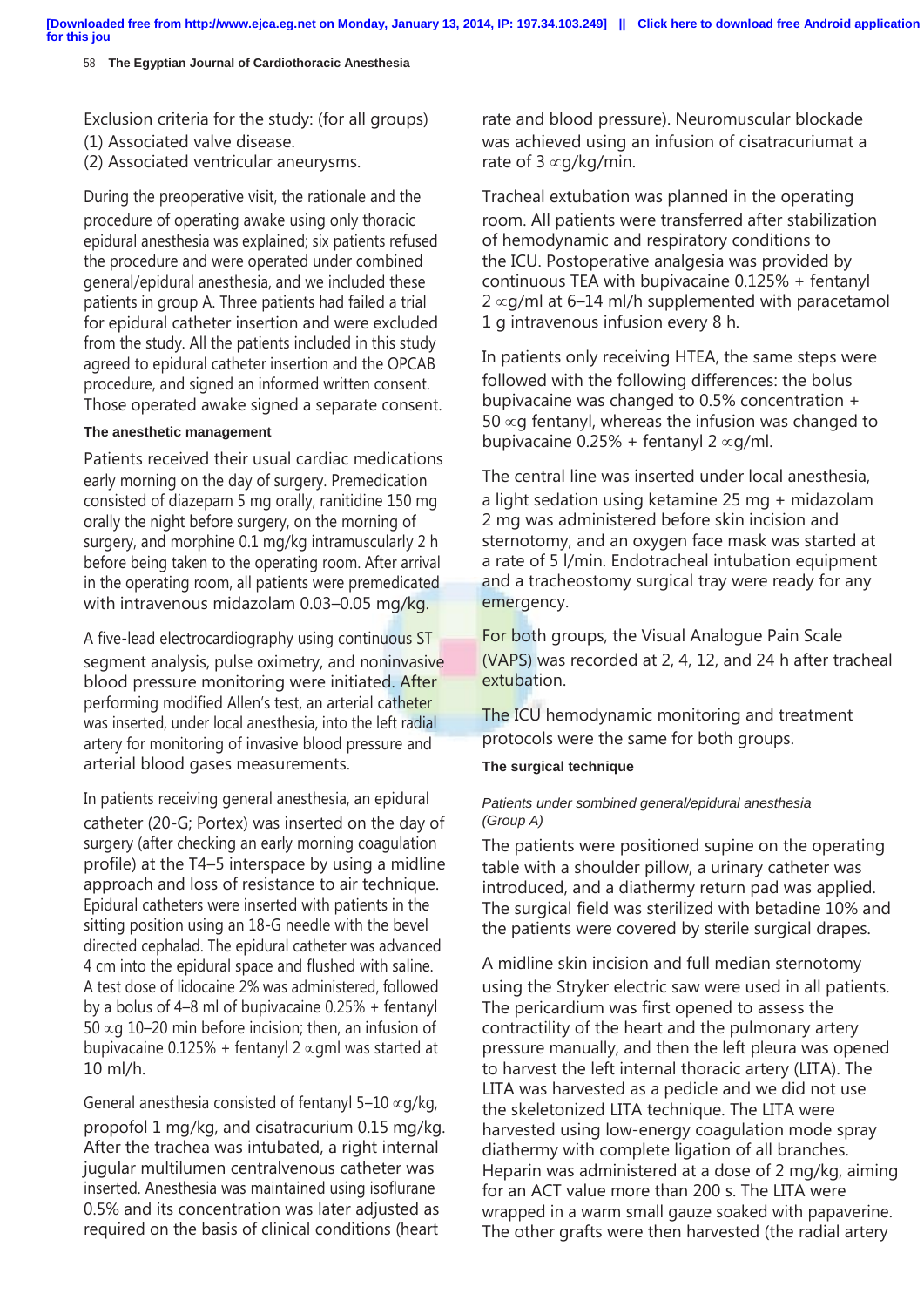Exclusion criteria for the study: (for all groups)
(1) Associated valve disease.
(2) Associated ventricular aneurysms.

During the preoperative visit, the rationale and the procedure of operating awake using only thoracic epidural anesthesia was explained; six patients refused the procedure and were operated under combined general/epidural anesthesia, and we included these patients in group A. Three patients had failed a trial for epidural catheter insertion and were excluded from the study. All the patients included in this study agreed to epidural catheter insertion and the OPCAB procedure, and signed an informed written consent. Those operated awake signed a separate consent.

### The anesthetic management

Patients received their usual cardiac medications early morning on the day of surgery. Premedication consisted of diazepam 5 mg orally, ranitidine 150 mg orally the night before surgery, on the morning of surgery, and morphine 0.1 mg/kg intramuscularly 2 h before being taken to the operating room. After arrival in the operating room, all patients were premedicated with intravenous midazolam 0.03–0.05 mg/kg.

A five-lead electrocardiography using continuous ST segment analysis, pulse oximetry, and noninvasive blood pressure monitoring were initiated. After performing modified Allen's test, an arterial catheter was inserted, under local anesthesia, into the left radial artery for monitoring of invasive blood pressure and arterial blood gases measurements.

In patients receiving general anesthesia, an epidural catheter (20-G; Portex) was inserted on the day of surgery (after checking an early morning coagulation profile) at the T4–5 interspace by using a midline approach and loss of resistance to air technique. Epidural catheters were inserted with patients in the sitting position using an 18-G needle with the bevel directed cephalad. The epidural catheter was advanced 4 cm into the epidural space and flushed with saline. A test dose of lidocaine 2% was administered, followed by a bolus of 4–8 ml of bupivacaine 0.25% + fentanyl 50 ∝g 10–20 min before incision; then, an infusion of bupivacaine 0.125% + fentanyl 2 ∝gml was started at 10 ml/h.

General anesthesia consisted of fentanyl 5–10 ∝g/kg, propofol 1 mg/kg, and cisatracurium 0.15 mg/kg. After the trachea was intubated, a right internal jugular multilumen centralvenous catheter was inserted. Anesthesia was maintained using isoflurane 0.5% and its concentration was later adjusted as required on the basis of clinical conditions (heart rate and blood pressure). Neuromuscular blockade was achieved using an infusion of cisatracuriumat a rate of 3 ∝g/kg/min.

Tracheal extubation was planned in the operating room. All patients were transferred after stabilization of hemodynamic and respiratory conditions to the ICU. Postoperative analgesia was provided by continuous TEA with bupivacaine 0.125% + fentanyl 2 ∝g/ml at 6–14 ml/h supplemented with paracetamol 1 g intravenous infusion every 8 h.

In patients only receiving HTEA, the same steps were followed with the following differences: the bolus bupivacaine was changed to 0.5% concentration + 50 ∝g fentanyl, whereas the infusion was changed to bupivacaine 0.25% + fentanyl 2 ∝g/ml.

The central line was inserted under local anesthesia, a light sedation using ketamine 25 mg + midazolam 2 mg was administered before skin incision and sternotomy, and an oxygen face mask was started at a rate of 5 l/min. Endotracheal intubation equipment and a tracheostomy surgical tray were ready for any emergency.

For both groups, the Visual Analogue Pain Scale (VAPS) was recorded at 2, 4, 12, and 24 h after tracheal extubation.

The ICU hemodynamic monitoring and treatment protocols were the same for both groups.

### The surgical technique

#### *Patients under sombined general/epidural anesthesia (Group A)*

The patients were positioned supine on the operating table with a shoulder pillow, a urinary catheter was introduced, and a diathermy return pad was applied. The surgical field was sterilized with betadine 10% and the patients were covered by sterile surgical drapes.

A midline skin incision and full median sternotomy using the Stryker electric saw were used in all patients. The pericardium was first opened to assess the contractility of the heart and the pulmonary artery pressure manually, and then the left pleura was opened to harvest the left internal thoracic artery (LITA). The LITA was harvested as a pedicle and we did not use the skeletonized LITA technique. The LITA were harvested using low-energy coagulation mode spray diathermy with complete ligation of all branches. Heparin was administered at a dose of 2 mg/kg, aiming for an ACT value more than 200 s. The LITA were wrapped in a warm small gauze soaked with papaverine. The other grafts were then harvested (the radial artery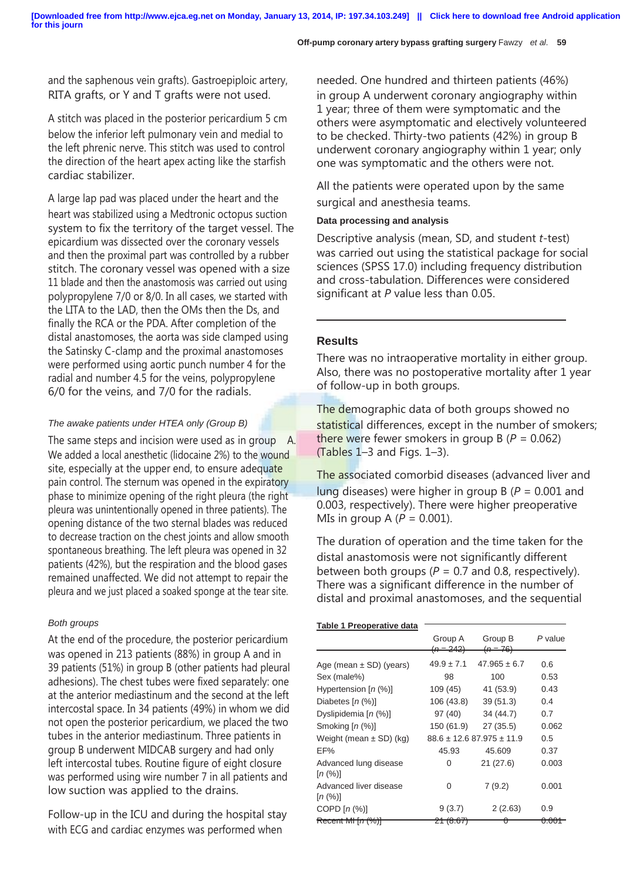and the saphenous vein grafts). Gastroepiploic artery, RITA grafts, or Y and T grafts were not used.

A stitch was placed in the posterior pericardium 5 cm below the inferior left pulmonary vein and medial to the left phrenic nerve. This stitch was used to control the direction of the heart apex acting like the starfish cardiac stabilizer.

A large lap pad was placed under the heart and the heart was stabilized using a Medtronic octopus suction system to fix the territory of the target vessel. The epicardium was dissected over the coronary vessels and then the proximal part was controlled by a rubber stitch. The coronary vessel was opened with a size 11 blade and then the anastomosis was carried out using polypropylene 7/0 or 8/0. In all cases, we started with the LITA to the LAD, then the OMs then the Ds, and finally the RCA or the PDA. After completion of the distal anastomoses, the aorta was side clamped using the Satinsky C-clamp and the proximal anastomoses were performed using aortic punch number 4 for the radial and number 4.5 for the veins, polypropylene 6/0 for the veins, and 7/0 for the radials.

#### *The awake patients under HTEA only (Group B)*

The same steps and incision were used as in group A. We added a local anesthetic (lidocaine 2%) to the wound site, especially at the upper end, to ensure adequate pain control. The sternum was opened in the expiratory phase to minimize opening of the right pleura (the right pleura was unintentionally opened in three patients). The opening distance of the two sternal blades was reduced to decrease traction on the chest joints and allow smooth spontaneous breathing. The left pleura was opened in 32 patients (42%), but the respiration and the blood gases remained unaffected. We did not attempt to repair the pleura and we just placed a soaked sponge at the tear site.

#### *Both groups*

At the end of the procedure, the posterior pericardium was opened in 213 patients (88%) in group A and in 39 patients (51%) in group B (other patients had pleural adhesions). The chest tubes were fixed separately: one at the anterior mediastinum and the second at the left intercostal space. In 34 patients (49%) in whom we did not open the posterior pericardium, we placed the two tubes in the anterior mediastinum. Three patients in group B underwent MIDCAB surgery and had only left intercostal tubes. Routine figure of eight closure was performed using wire number 7 in all patients and low suction was applied to the drains.

Follow-up in the ICU and during the hospital stay with ECG and cardiac enzymes was performed when needed. One hundred and thirteen patients (46%) in group A underwent coronary angiography within 1 year; three of them were symptomatic and the others were asymptomatic and electively volunteered to be checked. Thirty-two patients (42%) in group B underwent coronary angiography within 1 year; only one was symptomatic and the others were not.

All the patients were operated upon by the same surgical and anesthesia teams.

#### Data processing and analysis

Descriptive analysis (mean, SD, and student *t*-test) was carried out using the statistical package for social sciences (SPSS 17.0) including frequency distribution and cross-tabulation. Differences were considered significant at *P* value less than 0.05.

## Results

There was no intraoperative mortality in either group. Also, there was no postoperative mortality after 1 year of follow-up in both groups.

The demographic data of both groups showed no statistical differences, except in the number of smokers; there were fewer smokers in group B ($P = 0.062$) (Tables 1–3 and Figs. 1–3).

The associated comorbid diseases (advanced liver and lung diseases) were higher in group B ($P = 0.001$ and 0.003, respectively). There were higher preoperative MIs in group A ($P = 0.001$).

The duration of operation and the time taken for the distal anastomosis were not significantly different between both groups ($P = 0.7$ and 0.8, respectively). There was a significant difference in the number of distal and proximal anastomoses, and the sequential

**Table 1 Preoperative data**

| | Group A ($n = 242$) | Group B ($n = 76$) | *P* value |
|---|---|---|---|
| Age (mean ± SD) (years) | 49.9 ± 7.1 | 47.965 ± 6.7 | 0.6 |
| Sex (male%) | 98 | 100 | 0.53 |
| Hypertension [*n* (%)] | 109 (45) | 41 (53.9) | 0.43 |
| Diabetes [*n* (%)] | 106 (43.8) | 39 (51.3) | 0.4 |
| Dyslipidemia [*n* (%)] | 97 (40) | 34 (44.7) | 0.7 |
| Smoking [*n* (%)] | 150 (61.9) | 27 (35.5) | 0.062 |
| Weight (mean ± SD) (kg) | 88.6 ± 12.6 | 87.975 ± 11.9 | 0.5 |
| EF% | 45.93 | 45.609 | 0.37 |
| Advanced lung disease [*n* (%)] | 0 | 21 (27.6) | 0.003 |
| Advanced liver disease [*n* (%)] | 0 | 7 (9.2) | 0.001 |
| COPD [*n* (%)] | 9 (3.7) | 2 (2.63) | 0.9 |
| Recent MI [*n* (%)] | 21 (8.67) | 0 | 0.001 |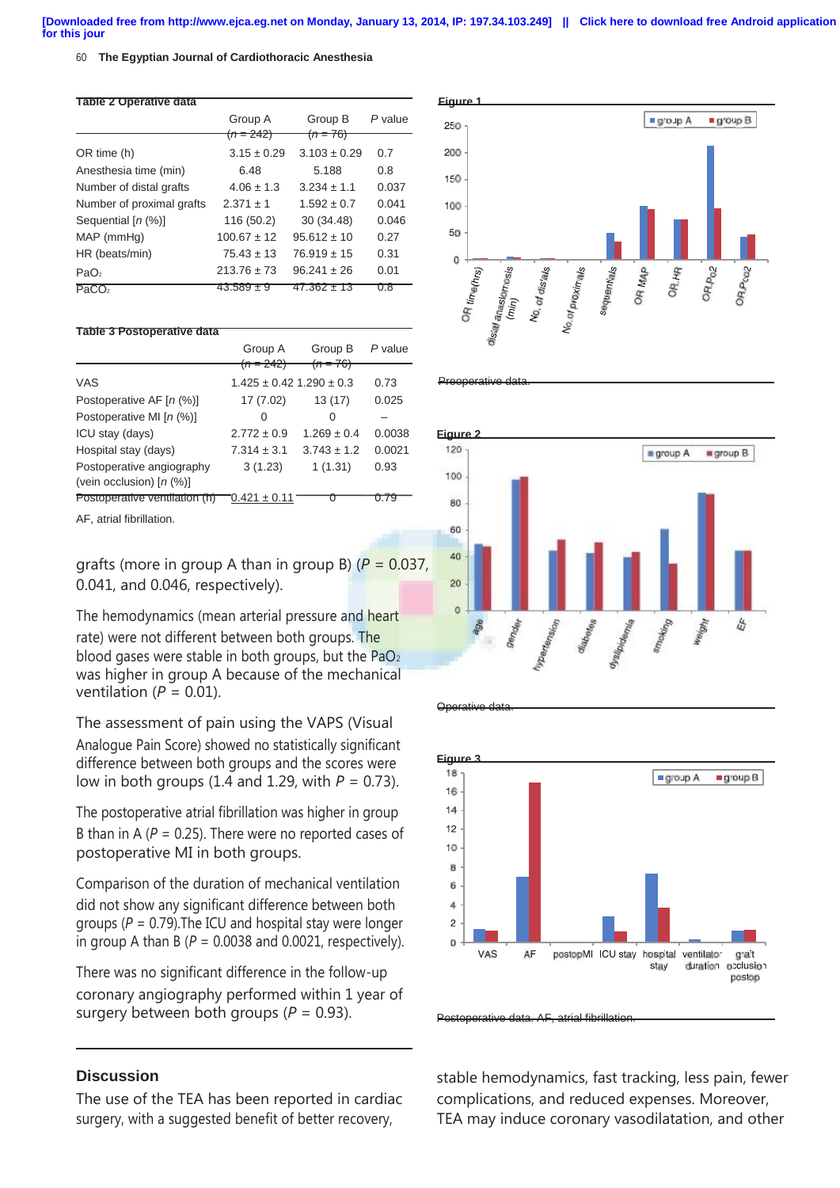**Table 2 Operative data**

| | Group A ($n$ = 242) | Group B ($n$ = 76) | $P$ value |
|---|---|---|---|
| OR time (h) | 3.15 ± 0.29 | 3.103 ± 0.29 | 0.7 |
| Anesthesia time (min) | 6.48 | 5.188 | 0.8 |
| Number of distal grafts | 4.06 ± 1.3 | 3.234 ± 1.1 | 0.037 |
| Number of proximal grafts | 2.371 ± 1 | 1.592 ± 0.7 | 0.041 |
| Sequential [$n$ (%)] | 116 (50.2) | 30 (34.48) | 0.046 |
| MAP (mmHg) | 100.67 ± 12 | 95.612 ± 10 | 0.27 |
| HR (beats/min) | 75.43 ± 13 | 76.919 ± 15 | 0.31 |
| $PaO_2$ | 213.76 ± 73 | 96.241 ± 26 | 0.01 |
| $PaCO_2$ | 43.589 ± 9 | 47.362 ± 13 | 0.8 |

**Table 3 Postoperative data**

| | Group A ($n$ = 242) | Group B ($n$ = 76) | $P$ value |
|---|---|---|---|
| VAS | 1.425 ± 0.42 | 1.290 ± 0.3 | 0.73 |
| Postoperative AF [$n$ (%)] | 17 (7.02) | 13 (17) | 0.025 |
| Postoperative MI [$n$ (%)] | 0 | 0 | – |
| ICU stay (days) | 2.772 ± 0.9 | 1.269 ± 0.4 | 0.0038 |
| Hospital stay (days) | 7.314 ± 3.1 | 3.743 ± 1.2 | 0.0021 |
| Postoperative angiography (vein occlusion) [$n$ (%)] | 3 (1.23) | 1 (1.31) | 0.93 |
| Postoperative ventilation (h) | 0.421 ± 0.11 | 0 | 0.79 |

AF, atrial fibrillation.

grafts (more in group A than in group B) ($P$ = 0.037, 0.041, and 0.046, respectively).

The hemodynamics (mean arterial pressure and heart rate) were not different between both groups. The blood gases were stable in both groups, but the $PaO_2$ was higher in group A because of the mechanical ventilation ($P$ = 0.01).

The assessment of pain using the VAPS (Visual Analogue Pain Score) showed no statistically significant difference between both groups and the scores were low in both groups (1.4 and 1.29, with $P$ = 0.73).

The postoperative atrial fibrillation was higher in group B than in A ($P$ = 0.25). There were no reported cases of postoperative MI in both groups.

Comparison of the duration of mechanical ventilation did not show any significant difference between both groups ($P$ = 0.79).The ICU and hospital stay were longer in group A than B ($P$ = 0.0038 and 0.0021, respectively).

There was no significant difference in the follow-up coronary angiography performed within 1 year of surgery between both groups ($P$ = 0.93).

**Figure 1**

Preoperative data.

**Figure 2**

Operative data.

**Figure 3**

Postoperative data. AF, atrial fibrillation.

## Discussion

The use of the TEA has been reported in cardiac surgery, with a suggested benefit of better recovery, stable hemodynamics, fast tracking, less pain, fewer complications, and reduced expenses. Moreover, TEA may induce coronary vasodilatation, and other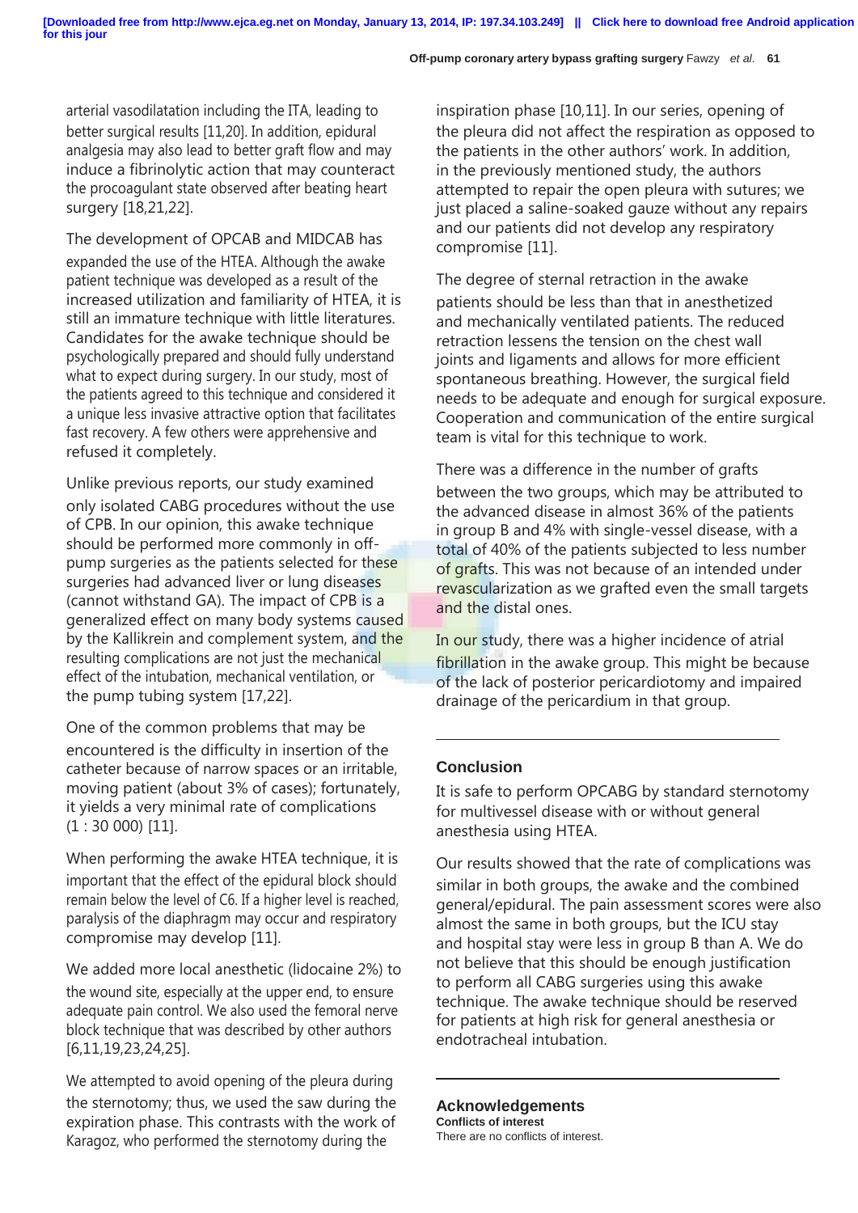arterial vasodilatation including the ITA, leading to better surgical results [11,20]. In addition, epidural analgesia may also lead to better graft flow and may induce a fibrinolytic action that may counteract the procoagulant state observed after beating heart surgery [18,21,22].

The development of OPCAB and MIDCAB has expanded the use of the HTEA. Although the awake patient technique was developed as a result of the increased utilization and familiarity of HTEA, it is still an immature technique with little literatures. Candidates for the awake technique should be psychologically prepared and should fully understand what to expect during surgery. In our study, most of the patients agreed to this technique and considered it a unique less invasive attractive option that facilitates fast recovery. A few others were apprehensive and refused it completely.

Unlike previous reports, our study examined only isolated CABG procedures without the use of CPB. In our opinion, this awake technique should be performed more commonly in off-pump surgeries as the patients selected for these surgeries had advanced liver or lung diseases (cannot withstand GA). The impact of CPB is a generalized effect on many body systems caused by the Kallikrein and complement system, and the resulting complications are not just the mechanical effect of the intubation, mechanical ventilation, or the pump tubing system [17,22].

One of the common problems that may be encountered is the difficulty in insertion of the catheter because of narrow spaces or an irritable, moving patient (about 3% of cases); fortunately, it yields a very minimal rate of complications (1 : 30 000) [11].

When performing the awake HTEA technique, it is important that the effect of the epidural block should remain below the level of C6. If a higher level is reached, paralysis of the diaphragm may occur and respiratory compromise may develop [11].

We added more local anesthetic (lidocaine 2%) to the wound site, especially at the upper end, to ensure adequate pain control. We also used the femoral nerve block technique that was described by other authors [6,11,19,23,24,25].

We attempted to avoid opening of the pleura during the sternotomy; thus, we used the saw during the expiration phase. This contrasts with the work of Karagoz, who performed the sternotomy during the inspiration phase [10,11]. In our series, opening of the pleura did not affect the respiration as opposed to the patients in the other authors' work. In addition, in the previously mentioned study, the authors attempted to repair the open pleura with sutures; we just placed a saline-soaked gauze without any repairs and our patients did not develop any respiratory compromise [11].

The degree of sternal retraction in the awake patients should be less than that in anesthetized and mechanically ventilated patients. The reduced retraction lessens the tension on the chest wall joints and ligaments and allows for more efficient spontaneous breathing. However, the surgical field needs to be adequate and enough for surgical exposure. Cooperation and communication of the entire surgical team is vital for this technique to work.

There was a difference in the number of grafts between the two groups, which may be attributed to the advanced disease in almost 36% of the patients in group B and 4% with single-vessel disease, with a total of 40% of the patients subjected to less number of grafts. This was not because of an intended under revascularization as we grafted even the small targets and the distal ones.

In our study, there was a higher incidence of atrial fibrillation in the awake group. This might be because of the lack of posterior pericardiotomy and impaired drainage of the pericardium in that group.

## Conclusion

It is safe to perform OPCABG by standard sternotomy for multivessel disease with or without general anesthesia using HTEA.

Our results showed that the rate of complications was similar in both groups, the awake and the combined general/epidural. The pain assessment scores were also almost the same in both groups, but the ICU stay and hospital stay were less in group B than A. We do not believe that this should be enough justification to perform all CABG surgeries using this awake technique. The awake technique should be reserved for patients at high risk for general anesthesia or endotracheal intubation.

## Acknowledgements

**Conflicts of interest**

There are no conflicts of interest.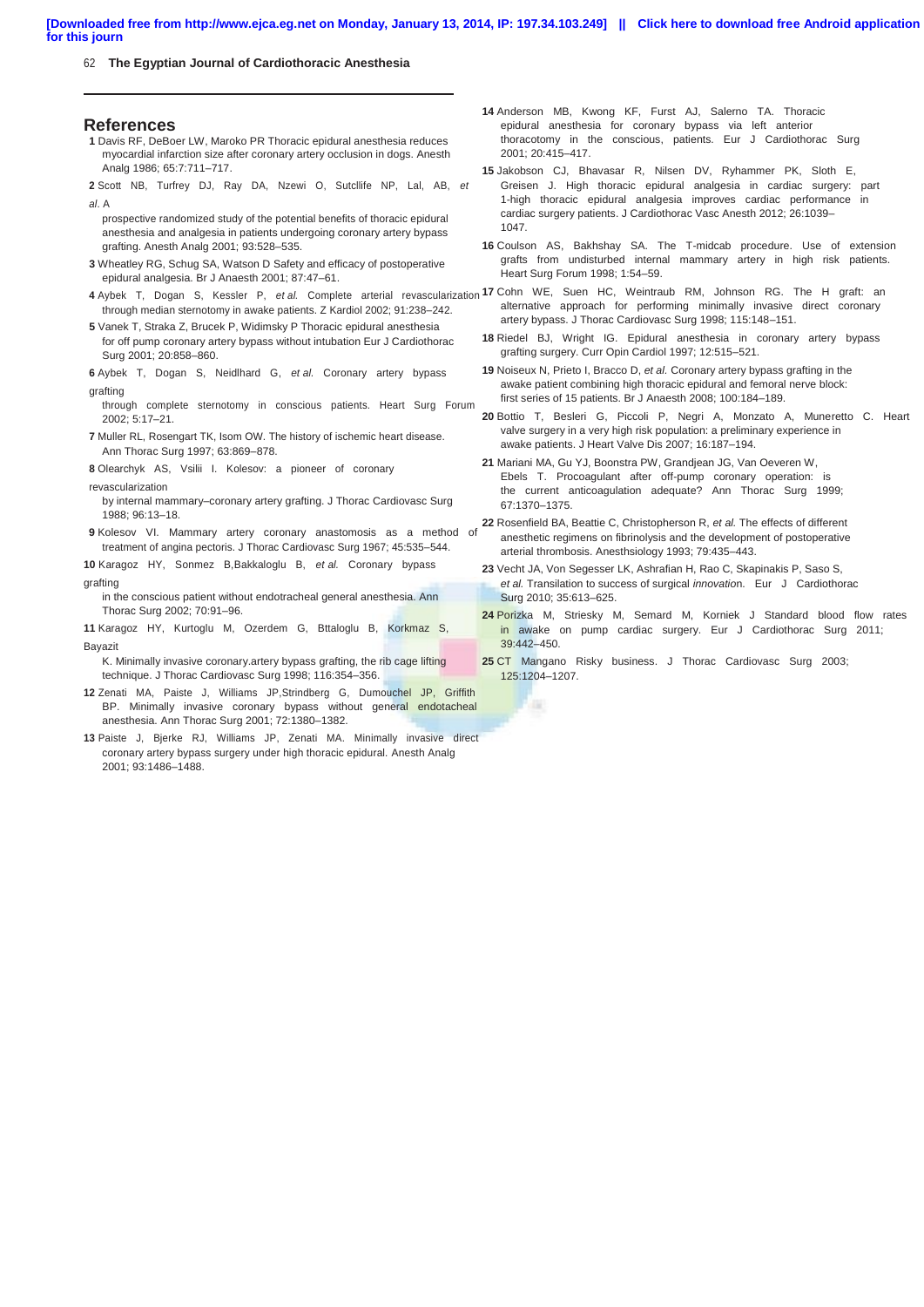## References

1 Davis RF, DeBoer LW, Maroko PR Thoracic epidural anesthesia reduces myocardial infarction size after coronary artery occlusion in dogs. Anesth Analg 1986; 65:7:711–717.

2 Scott NB, Turfrey DJ, Ray DA, Nzewi O, Sutclife NP, Lal, AB, *et al*. A prospective randomized study of the potential benefits of thoracic epidural anesthesia and analgesia in patients undergoing coronary artery bypass grafting. Anesth Analg 2001; 93:528–535.

3 Wheatley RG, Schug SA, Watson D Safety and efficacy of postoperative epidural analgesia. Br J Anaesth 2001; 87:47–61.

4 Aybek T, Dogan S, Kessler P, *et al.* Complete arterial revascularization through median sternotomy in awake patients. Z Kardiol 2002; 91:238–242.

5 Vanek T, Straka Z, Brucek P, Widimsky P Thoracic epidural anesthesia for off pump coronary artery bypass without intubation Eur J Cardiothorac Surg 2001; 20:858–860.

6 Aybek T, Dogan S, Neidlhard G, *et al.* Coronary artery bypass grafting through complete sternotomy in conscious patients. Heart Surg Forum 2002; 5:17–21.

7 Muller RL, Rosengart TK, Isom OW. The history of ischemic heart disease. Ann Thorac Surg 1997; 63:869–878.

8 Olearchyk AS, Vsilii I. Kolesov: a pioneer of coronary revascularization by internal mammary–coronary artery grafting. J Thorac Cardiovasc Surg 1988; 96:13–18.

9 Kolesov VI. Mammary artery coronary anastomosis as a method of treatment of angina pectoris. J Thorac Cardiovasc Surg 1967; 45:535–544.

10 Karagoz HY, Sonmez B,Bakkaloglu B, *et al.* Coronary bypass grafting in the conscious patient without endotracheal general anesthesia. Ann Thorac Surg 2002; 70:91–96.

11 Karagoz HY, Kurtoglu M, Ozerdem G, Bttaloglu B, Korkmaz S, Bayazit K. Minimally invasive coronary.artery bypass grafting, the rib cage lifting technique. J Thorac Cardiovasc Surg 1998; 116:354–356.

12 Zenati MA, Paiste J, Williams JP,Strindberg G, Dumouchel JP, Griffith BP. Minimally invasive coronary bypass without general endotacheal anesthesia. Ann Thorac Surg 2001; 72:1380–1382.

13 Paiste J, Bjerke RJ, Williams JP, Zenati MA. Minimally invasive direct coronary artery bypass surgery under high thoracic epidural. Anesth Analg 2001; 93:1486–1488.

14 Anderson MB, Kwong KF, Furst AJ, Salerno TA. Thoracic epidural anesthesia for coronary bypass via left anterior thoracotomy in the conscious, patients. Eur J Cardiothorac Surg 2001; 20:415–417.

15 Jakobson CJ, Bhavasar R, Nilsen DV, Ryhammer PK, Sloth E, Greisen J. High thoracic epidural analgesia in cardiac surgery: part 1-high thoracic epidural analgesia improves cardiac performance in cardiac surgery patients. J Cardiothorac Vasc Anesth 2012; 26:1039–1047.

16 Coulson AS, Bakhshay SA. The T-midcab procedure. Use of extension grafts from undisturbed internal mammary artery in high risk patients. Heart Surg Forum 1998; 1:54–59.

17 Cohn WE, Suen HC, Weintraub RM, Johnson RG. The H graft: an alternative approach for performing minimally invasive direct coronary artery bypass. J Thorac Cardiovasc Surg 1998; 115:148–151.

18 Riedel BJ, Wright IG. Epidural anesthesia in coronary artery bypass grafting surgery. Curr Opin Cardiol 1997; 12:515–521.

19 Noiseux N, Prieto I, Bracco D, *et al.* Coronary artery bypass grafting in the awake patient combining high thoracic epidural and femoral nerve block: first series of 15 patients. Br J Anaesth 2008; 100:184–189.

20 Bottio T, Besleri G, Piccoli P, Negri A, Monzato A, Muneretto C. Heart valve surgery in a very high risk population: a preliminary experience in awake patients. J Heart Valve Dis 2007; 16:187–194.

21 Mariani MA, Gu YJ, Boonstra PW, Grandjean JG, Van Oeveren W, Ebels T. Procoagulant after off-pump coronary operation: is the current anticoagulation adequate? Ann Thorac Surg 1999; 67:1370–1375.

22 Rosenfield BA, Beattie C, Christopherson R, *et al.* The effects of different anesthetic regimens on fibrinolysis and the development of postoperative arterial thrombosis. Anesthsiology 1993; 79:435–443.

23 Vecht JA, Von Segesser LK, Ashrafian H, Rao C, Skapinakis P, Saso S, *et al.* Transilation to success of surgical *innovation*. Eur J Cardiothorac Surg 2010; 35:613–625.

24 Porizka M, Striesky M, Semard M, Korniek J Standard blood flow rates in awake on pump cardiac surgery. Eur J Cardiothorac Surg 2011; 39:442–450.

25 CT Mangano Risky business. J Thorac Cardiovasc Surg 2003; 125:1204–1207.